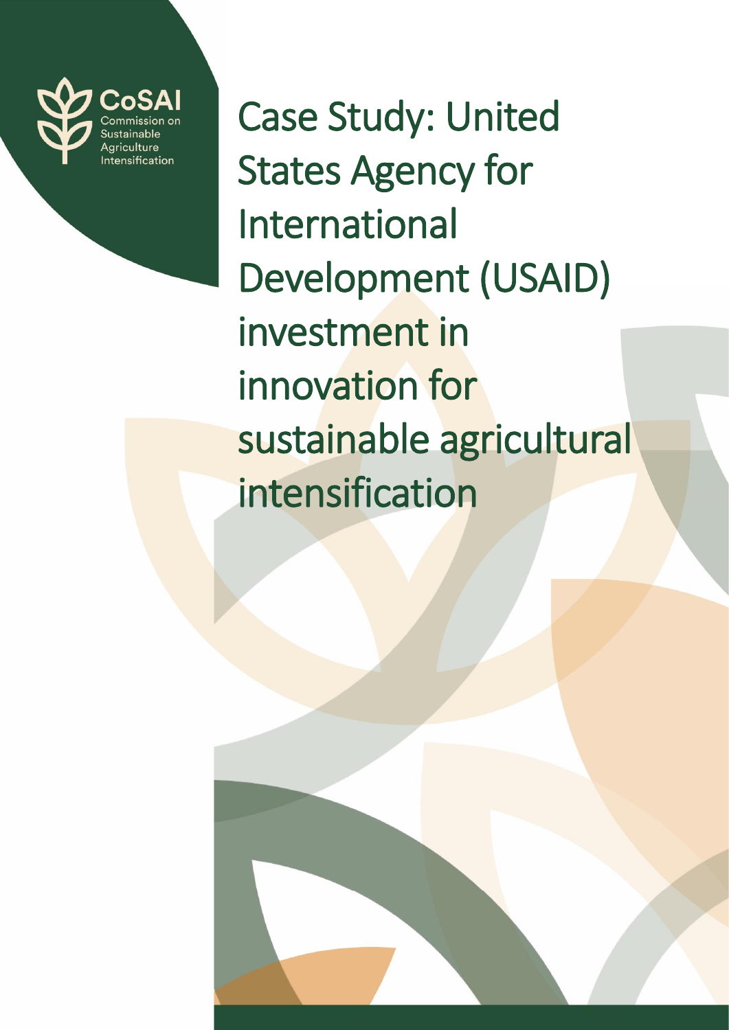CoSAI

Commission on Sustainable Agriculture Intensification

# Case Study: United States Agency for International Development (USAID) investment in innovation for sustainable agricultural intensification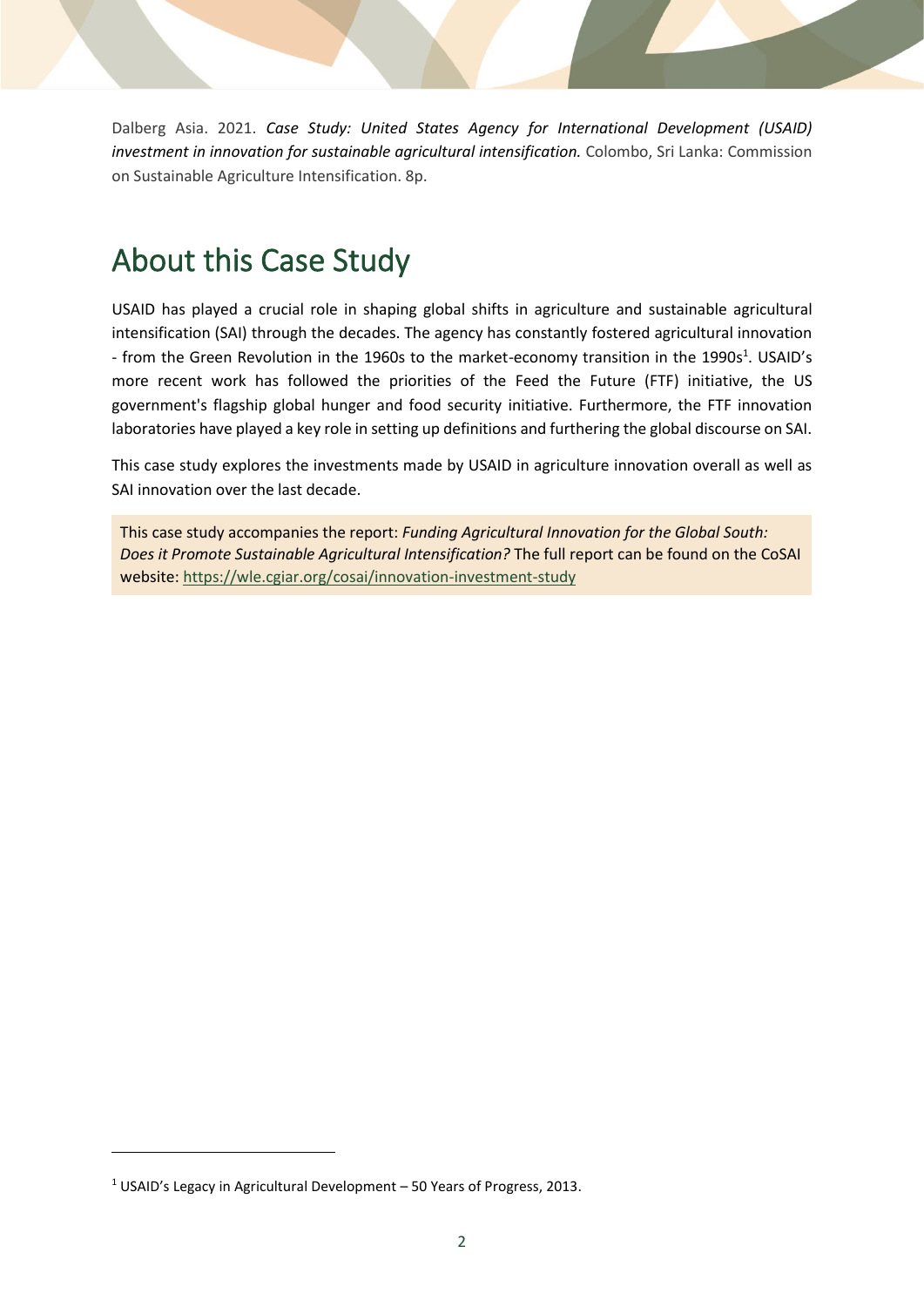Dalberg Asia. 2021. ***Case Study: United States Agency for International Development (USAID) investment in innovation for sustainable agricultural intensification.*** Colombo, Sri Lanka: Commission on Sustainable Agriculture Intensification. 8p.

# About this Case Study

USAID has played a crucial role in shaping global shifts in agriculture and sustainable agricultural intensification (SAI) through the decades. The agency has constantly fostered agricultural innovation - from the Green Revolution in the 1960s to the market-economy transition in the 1990s[1]. USAID's more recent work has followed the priorities of the Feed the Future (FTF) initiative, the US government's flagship global hunger and food security initiative. Furthermore, the FTF innovation laboratories have played a key role in setting up definitions and furthering the global discourse on SAI.

This case study explores the investments made by USAID in agriculture innovation overall as well as SAI innovation over the last decade.

> This case study accompanies the report: *Funding Agricultural Innovation for the Global South: Does it Promote Sustainable Agricultural Intensification?* The full report can be found on the CoSAI website: https://wle.cgiar.org/cosai/innovation-investment-study

[1] USAID's Legacy in Agricultural Development – 50 Years of Progress, 2013.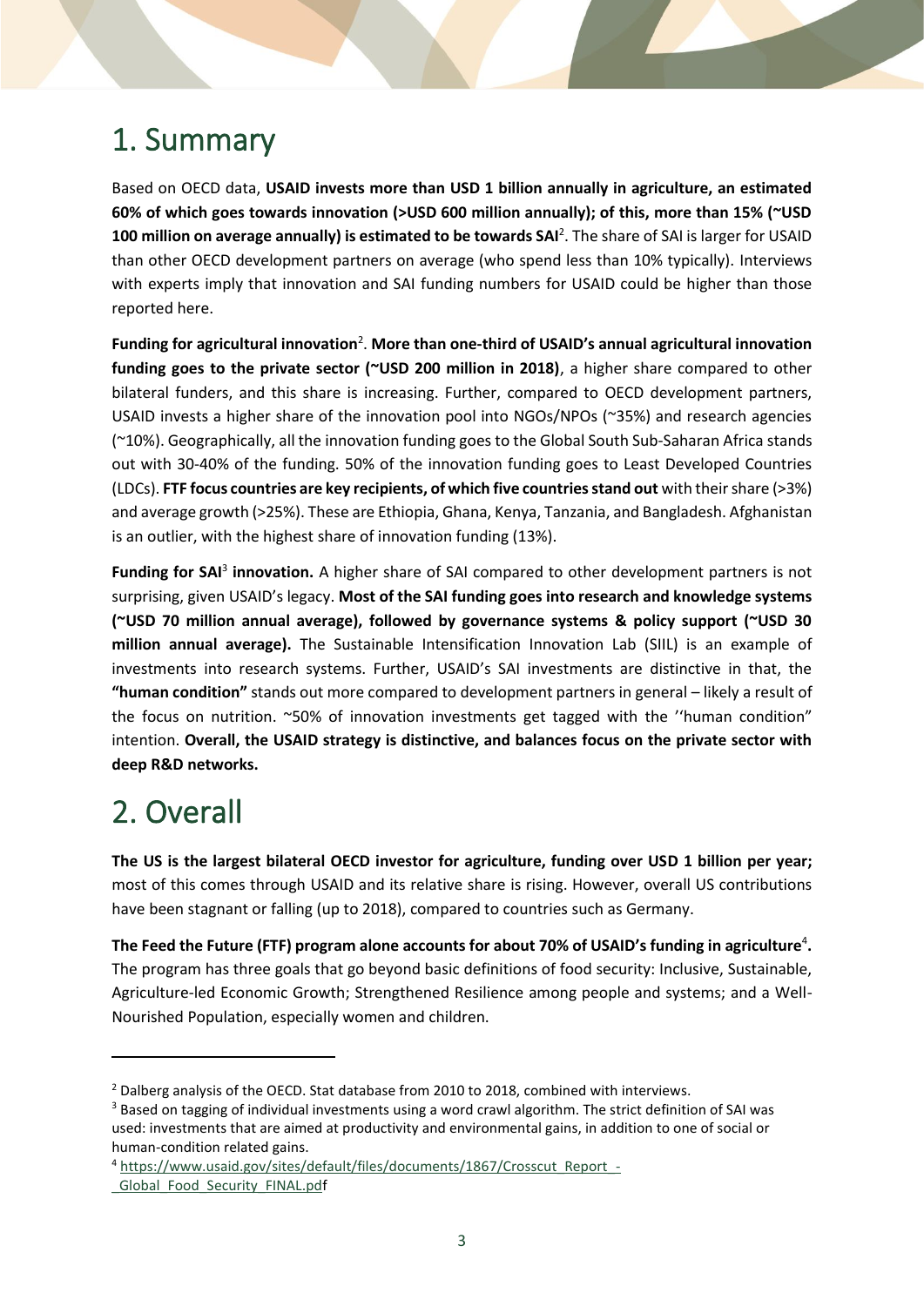# 1. Summary

Based on OECD data, **USAID invests more than USD 1 billion annually in agriculture, an estimated 60% of which goes towards innovation (>USD 600 million annually); of this, more than 15% (~USD 100 million on average annually) is estimated to be towards SAI**[2]. The share of SAI is larger for USAID than other OECD development partners on average (who spend less than 10% typically). Interviews with experts imply that innovation and SAI funding numbers for USAID could be higher than those reported here.

**Funding for agricultural innovation**[2]. **More than one-third of USAID's annual agricultural innovation funding goes to the private sector (~USD 200 million in 2018)**, a higher share compared to other bilateral funders, and this share is increasing. Further, compared to OECD development partners, USAID invests a higher share of the innovation pool into NGOs/NPOs (~35%) and research agencies (~10%). Geographically, all the innovation funding goes to the Global South Sub-Saharan Africa stands out with 30-40% of the funding. 50% of the innovation funding goes to Least Developed Countries (LDCs). **FTF focus countries are key recipients, of which five countries stand out** with their share (>3%) and average growth (>25%). These are Ethiopia, Ghana, Kenya, Tanzania, and Bangladesh. Afghanistan is an outlier, with the highest share of innovation funding (13%).

**Funding for SAI**[3] **innovation.** A higher share of SAI compared to other development partners is not surprising, given USAID's legacy. **Most of the SAI funding goes into research and knowledge systems (~USD 70 million annual average), followed by governance systems & policy support (~USD 30 million annual average).** The Sustainable Intensification Innovation Lab (SIIL) is an example of investments into research systems. Further, USAID's SAI investments are distinctive in that, the **"human condition"** stands out more compared to development partners in general – likely a result of the focus on nutrition. ~50% of innovation investments get tagged with the ''human condition" intention. **Overall, the USAID strategy is distinctive, and balances focus on the private sector with deep R&D networks.**

# 2. Overall

**The US is the largest bilateral OECD investor for agriculture, funding over USD 1 billion per year;** most of this comes through USAID and its relative share is rising. However, overall US contributions have been stagnant or falling (up to 2018), compared to countries such as Germany.

**The Feed the Future (FTF) program alone accounts for about 70% of USAID's funding in agriculture**[4]**.** The program has three goals that go beyond basic definitions of food security: Inclusive, Sustainable, Agriculture-led Economic Growth; Strengthened Resilience among people and systems; and a Well-Nourished Population, especially women and children.

---

[2] Dalberg analysis of the OECD. Stat database from 2010 to 2018, combined with interviews.

[3] Based on tagging of individual investments using a word crawl algorithm. The strict definition of SAI was used: investments that are aimed at productivity and environmental gains, in addition to one of social or human-condition related gains.

[4] https://www.usaid.gov/sites/default/files/documents/1867/Crosscut_Report_-_Global_Food_Security_FINAL.pdf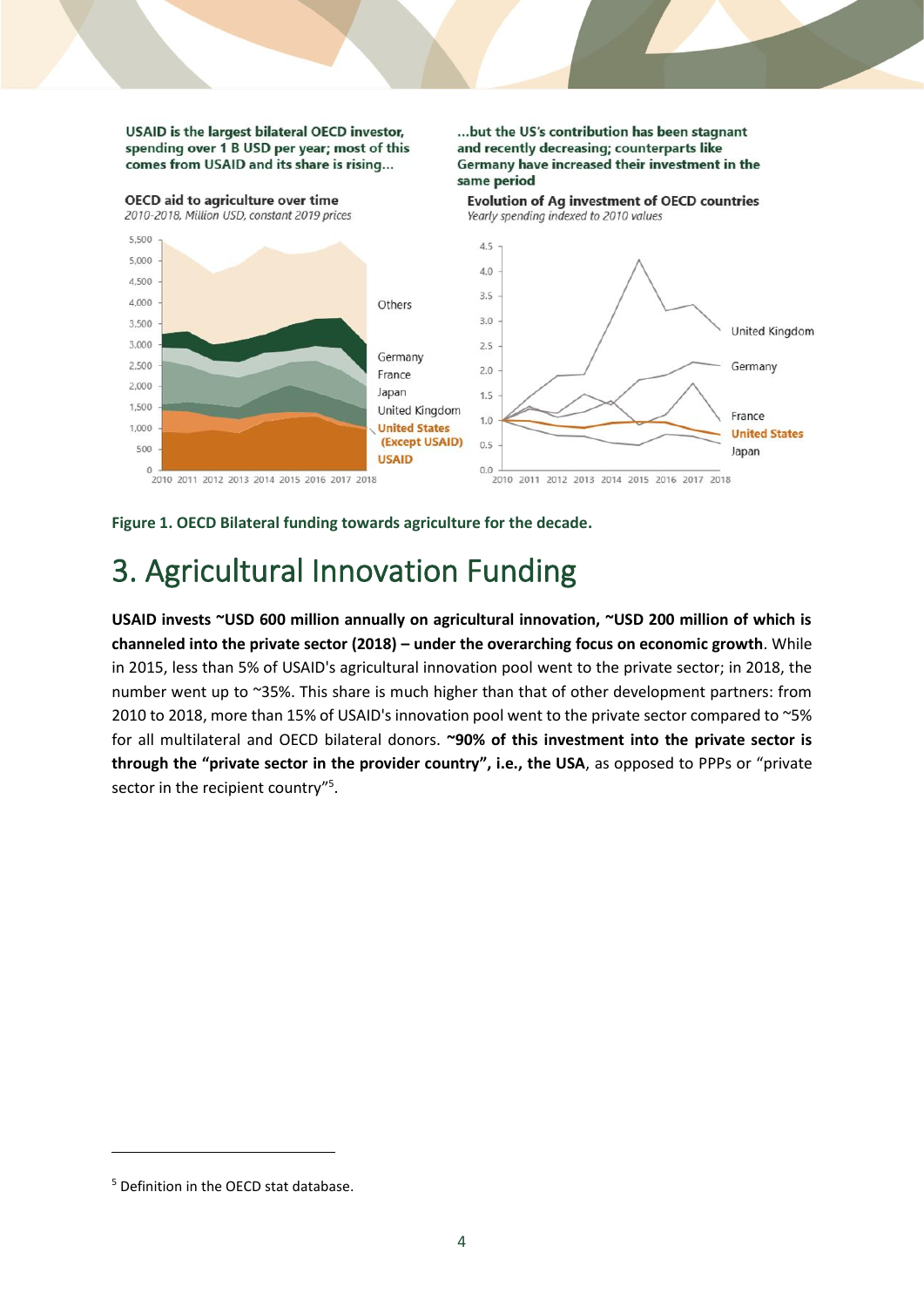USAID is the largest bilateral OECD investor, spending over 1 B USD per year; most of this comes from USAID and its share is rising...

**OECD aid to agriculture over time**
*2010-2018, Million USD, constant 2019 prices*

...but the US's contribution has been stagnant and recently decreasing; counterparts like Germany have increased their investment in the same period

**Evolution of Ag investment of OECD countries**
*Yearly spending indexed to 2010 values*

**Figure 1. OECD Bilateral funding towards agriculture for the decade.**

# 3. Agricultural Innovation Funding

**USAID invests ~USD 600 million annually on agricultural innovation, ~USD 200 million of which is channeled into the private sector (2018) – under the overarching focus on economic growth**. While in 2015, less than 5% of USAID's agricultural innovation pool went to the private sector; in 2018, the number went up to ~35%. This share is much higher than that of other development partners: from 2010 to 2018, more than 15% of USAID's innovation pool went to the private sector compared to ~5% for all multilateral and OECD bilateral donors. **~90% of this investment into the private sector is through the "private sector in the provider country", i.e., the USA**, as opposed to PPPs or "private sector in the recipient country"[5].

[5] Definition in the OECD stat database.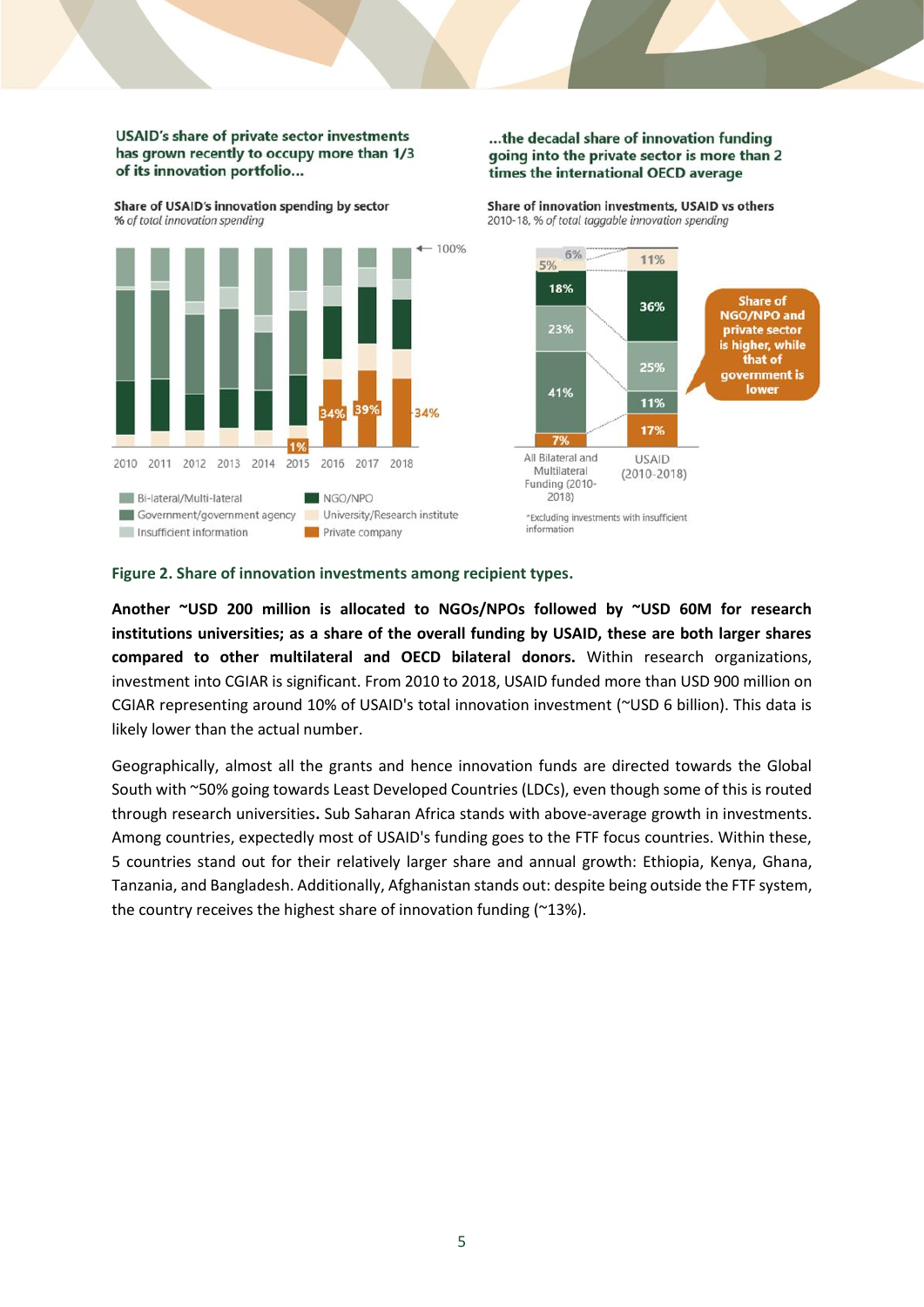**USAID's share of private sector investments has grown recently to occupy more than 1/3 of its innovation portfolio...**

**Share of USAID's innovation spending by sector**
*% of total innovation spending*

**...the decadal share of innovation funding going into the private sector is more than 2 times the international OECD average**

**Share of innovation investments, USAID vs others**
2010-18, *% of total taggable innovation spending*

**Figure 2. Share of innovation investments among recipient types.**

**Another ~USD 200 million is allocated to NGOs/NPOs followed by ~USD 60M for research institutions universities; as a share of the overall funding by USAID, these are both larger shares compared to other multilateral and OECD bilateral donors.** Within research organizations, investment into CGIAR is significant. From 2010 to 2018, USAID funded more than USD 900 million on CGIAR representing around 10% of USAID's total innovation investment (~USD 6 billion). This data is likely lower than the actual number.

Geographically, almost all the grants and hence innovation funds are directed towards the Global South with ~50% going towards Least Developed Countries (LDCs), even though some of this is routed through research universities**.** Sub Saharan Africa stands with above-average growth in investments. Among countries, expectedly most of USAID's funding goes to the FTF focus countries. Within these, 5 countries stand out for their relatively larger share and annual growth: Ethiopia, Kenya, Ghana, Tanzania, and Bangladesh. Additionally, Afghanistan stands out: despite being outside the FTF system, the country receives the highest share of innovation funding (~13%).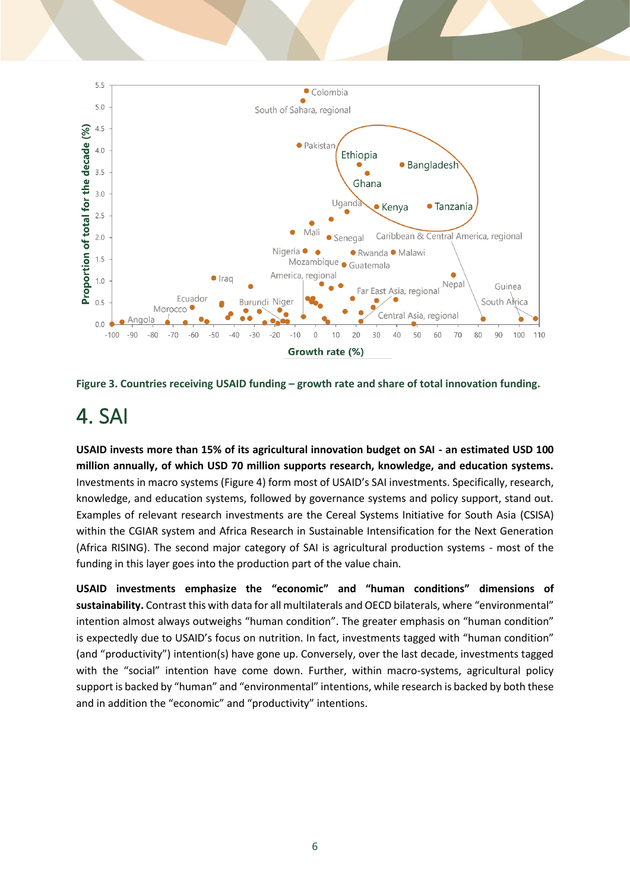Figure 3. Countries receiving USAID funding – growth rate and share of total innovation funding.

# 4. SAI

**USAID invests more than 15% of its agricultural innovation budget on SAI - an estimated USD 100 million annually, of which USD 70 million supports research, knowledge, and education systems.** Investments in macro systems (Figure 4) form most of USAID's SAI investments. Specifically, research, knowledge, and education systems, followed by governance systems and policy support, stand out. Examples of relevant research investments are the Cereal Systems Initiative for South Asia (CSISA) within the CGIAR system and Africa Research in Sustainable Intensification for the Next Generation (Africa RISING). The second major category of SAI is agricultural production systems - most of the funding in this layer goes into the production part of the value chain.

**USAID investments emphasize the "economic" and "human conditions" dimensions of sustainability.** Contrast this with data for all multilaterals and OECD bilaterals, where "environmental" intention almost always outweighs "human condition". The greater emphasis on "human condition" is expectedly due to USAID's focus on nutrition. In fact, investments tagged with "human condition" (and "productivity") intention(s) have gone up. Conversely, over the last decade, investments tagged with the "social" intention have come down. Further, within macro-systems, agricultural policy support is backed by "human" and "environmental" intentions, while research is backed by both these and in addition the "economic" and "productivity" intentions.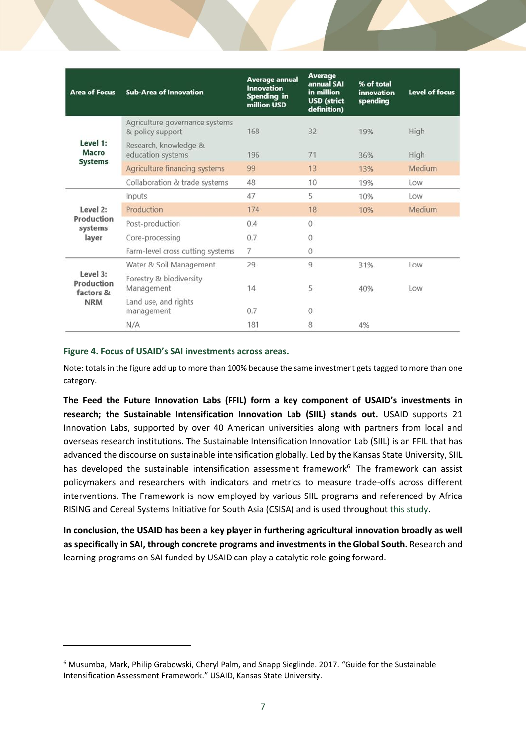| Area of Focus | Sub-Area of Innovation | Average annual Innovation Spending in million USD | Average annual SAI in million USD (strict definition) | % of total innovation spending | Level of focus |
|---|---|---|---|---|---|
| Level 1: Macro Systems | Agriculture governance systems & policy support | 168 | 32 | 19% | High |
| | Research, knowledge & education systems | 196 | 71 | 36% | High |
| | Agriculture financing systems | 99 | 13 | 13% | Medium |
| | Collaboration & trade systems | 48 | 10 | 19% | Low |
| Level 2: Production systems layer | Inputs | 47 | 5 | 10% | Low |
| | Production | 174 | 18 | 10% | Medium |
| | Post-production | 0.4 | 0 | | |
| | Core-processing | 0.7 | 0 | | |
| | Farm-level cross cutting systems | 7 | 0 | | |
| Level 3: Production factors & NRM | Water & Soil Management | 29 | 9 | 31% | Low |
| | Forestry & biodiversity Management | 14 | 5 | 40% | Low |
| | Land use, and rights management | 0.7 | 0 | | |
| | N/A | 181 | 8 | 4% | |

**Figure 4. Focus of USAID's SAI investments across areas.**

Note: totals in the figure add up to more than 100% because the same investment gets tagged to more than one category.

**The Feed the Future Innovation Labs (FFIL) form a key component of USAID's investments in research; the Sustainable Intensification Innovation Lab (SIIL) stands out.** USAID supports 21 Innovation Labs, supported by over 40 American universities along with partners from local and overseas research institutions. The Sustainable Intensification Innovation Lab (SIIL) is an FFIL that has advanced the discourse on sustainable intensification globally. Led by the Kansas State University, SIIL has developed the sustainable intensification assessment framework[6]. The framework can assist policymakers and researchers with indicators and metrics to measure trade-offs across different interventions. The Framework is now employed by various SIIL programs and referenced by Africa RISING and Cereal Systems Initiative for South Asia (CSISA) and is used throughout this study.

**In conclusion, the USAID has been a key player in furthering agricultural innovation broadly as well as specifically in SAI, through concrete programs and investments in the Global South.** Research and learning programs on SAI funded by USAID can play a catalytic role going forward.

[6] Musumba, Mark, Philip Grabowski, Cheryl Palm, and Snapp Sieglinde. 2017. "Guide for the Sustainable Intensification Assessment Framework." USAID, Kansas State University.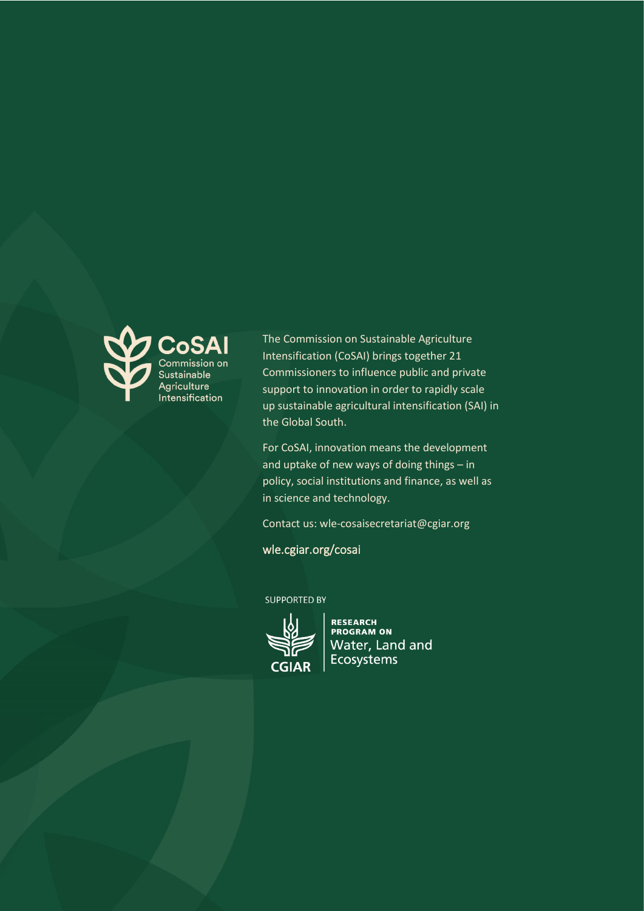**CoSAI**
Commission on Sustainable Agriculture Intensification

The Commission on Sustainable Agriculture Intensification (CoSAI) brings together 21 Commissioners to influence public and private support to innovation in order to rapidly scale up sustainable agricultural intensification (SAI) in the Global South.

For CoSAI, innovation means the development and uptake of new ways of doing things – in policy, social institutions and finance, as well as in science and technology.

Contact us: wle-cosaisecretariat@cgiar.org

wle.cgiar.org/cosai

SUPPORTED BY

CGIAR | RESEARCH PROGRAM ON Water, Land and Ecosystems